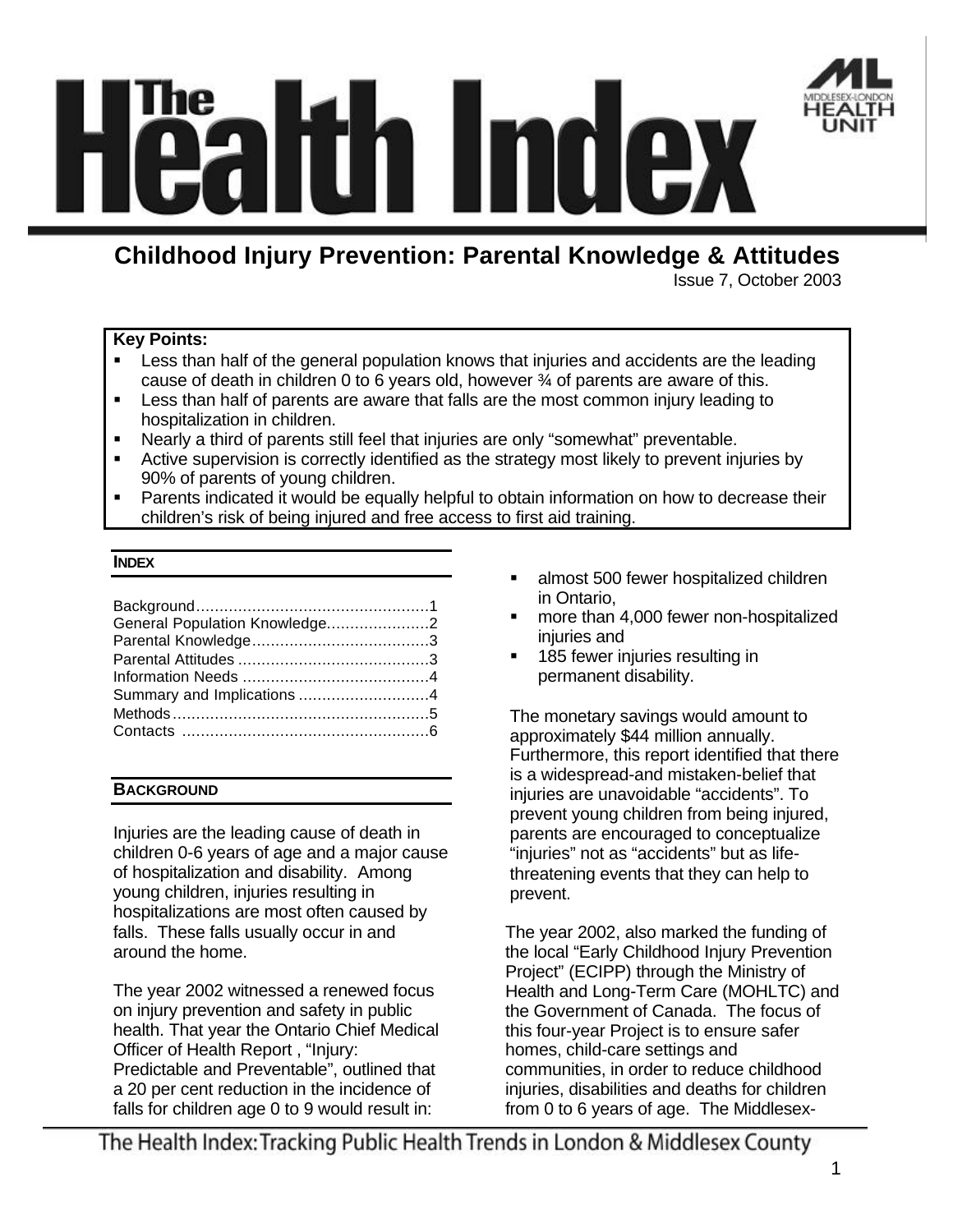# The Health Index

## Childhood Injury Prevention: Parental Knowledge & Attitudes

Issue 7, October 2003

**Key Points:**

- Less than half of the general population knows that injuries and accidents are the leading cause of death in children 0 to 6 years old, however ¾ of parents are aware of this.
- Less than half of parents are aware that falls are the most common injury leading to hospitalization in children.
- Nearly a third of parents still feel that injuries are only "somewhat" preventable.
- Active supervision is correctly identified as the strategy most likely to prevent injuries by 90% of parents of young children.
- Parents indicated it would be equally helpful to obtain information on how to decrease their children's risk of being injured and free access to first aid training.

### INDEX

Background....1
General Population Knowledge....2
Parental Knowledge....3
Parental Attitudes....3
Information Needs....4
Summary and Implications....4
Methods....5
Contacts....6

### BACKGROUND

Injuries are the leading cause of death in children 0-6 years of age and a major cause of hospitalization and disability. Among young children, injuries resulting in hospitalizations are most often caused by falls. These falls usually occur in and around the home.

The year 2002 witnessed a renewed focus on injury prevention and safety in public health. That year the Ontario Chief Medical Officer of Health Report , "Injury: Predictable and Preventable", outlined that a 20 per cent reduction in the incidence of falls for children age 0 to 9 would result in:

- almost 500 fewer hospitalized children in Ontario,
- more than 4,000 fewer non-hospitalized injuries and
- 185 fewer injuries resulting in permanent disability.

The monetary savings would amount to approximately $44 million annually. Furthermore, this report identified that there is a widespread-and mistaken-belief that injuries are unavoidable "accidents". To prevent young children from being injured, parents are encouraged to conceptualize "injuries" not as "accidents" but as life-threatening events that they can help to prevent.

The year 2002, also marked the funding of the local "Early Childhood Injury Prevention Project" (ECIPP) through the Ministry of Health and Long-Term Care (MOHLTC) and the Government of Canada. The focus of this four-year Project is to ensure safer homes, child-care settings and communities, in order to reduce childhood injuries, disabilities and deaths for children from 0 to 6 years of age. The Middlesex-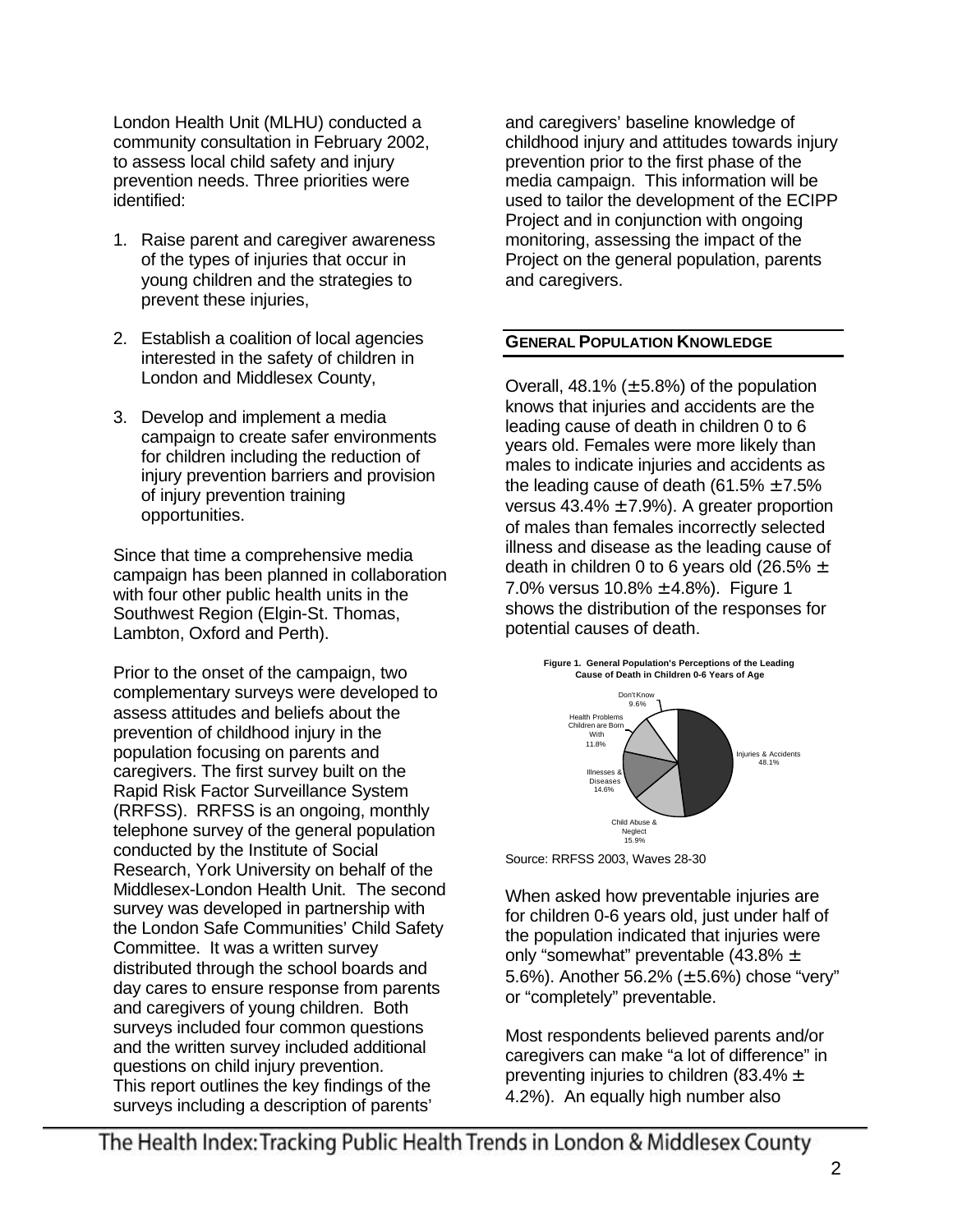London Health Unit (MLHU) conducted a community consultation in February 2002, to assess local child safety and injury prevention needs. Three priorities were identified:

1. Raise parent and caregiver awareness of the types of injuries that occur in young children and the strategies to prevent these injuries,
2. Establish a coalition of local agencies interested in the safety of children in London and Middlesex County,
3. Develop and implement a media campaign to create safer environments for children including the reduction of injury prevention barriers and provision of injury prevention training opportunities.

Since that time a comprehensive media campaign has been planned in collaboration with four other public health units in the Southwest Region (Elgin-St. Thomas, Lambton, Oxford and Perth).

Prior to the onset of the campaign, two complementary surveys were developed to assess attitudes and beliefs about the prevention of childhood injury in the population focusing on parents and caregivers. The first survey built on the Rapid Risk Factor Surveillance System (RRFSS). RRFSS is an ongoing, monthly telephone survey of the general population conducted by the Institute of Social Research, York University on behalf of the Middlesex-London Health Unit. The second survey was developed in partnership with the London Safe Communities' Child Safety Committee. It was a written survey distributed through the school boards and day cares to ensure response from parents and caregivers of young children. Both surveys included four common questions and the written survey included additional questions on child injury prevention. This report outlines the key findings of the surveys including a description of parents' and caregivers' baseline knowledge of childhood injury and attitudes towards injury prevention prior to the first phase of the media campaign. This information will be used to tailor the development of the ECIPP Project and in conjunction with ongoing monitoring, assessing the impact of the Project on the general population, parents and caregivers.

## GENERAL POPULATION KNOWLEDGE

Overall, 48.1% (±5.8%) of the population knows that injuries and accidents are the leading cause of death in children 0 to 6 years old. Females were more likely than males to indicate injuries and accidents as the leading cause of death (61.5% ±7.5% versus 43.4% ±7.9%). A greater proportion of males than females incorrectly selected illness and disease as the leading cause of death in children 0 to 6 years old (26.5% ± 7.0% versus 10.8% ±4.8%). Figure 1 shows the distribution of the responses for potential causes of death.

**Figure 1. General Population's Perceptions of the Leading Cause of Death in Children 0-6 Years of Age**

| Cause | Percent |
|---|---|
| Injuries & Accidents | 48.1% |
| Child Abuse & Neglect | 15.9% |
| Illnesses & Diseases | 14.6% |
| Health Problems Children are Born With | 11.8% |
| Don't Know | 9.6% |

Source: RRFSS 2003, Waves 28-30

When asked how preventable injuries are for children 0-6 years old, just under half of the population indicated that injuries were only "somewhat" preventable (43.8% ± 5.6%). Another 56.2% (±5.6%) chose "very" or "completely" preventable.

Most respondents believed parents and/or caregivers can make "a lot of difference" in preventing injuries to children (83.4% ± 4.2%). An equally high number also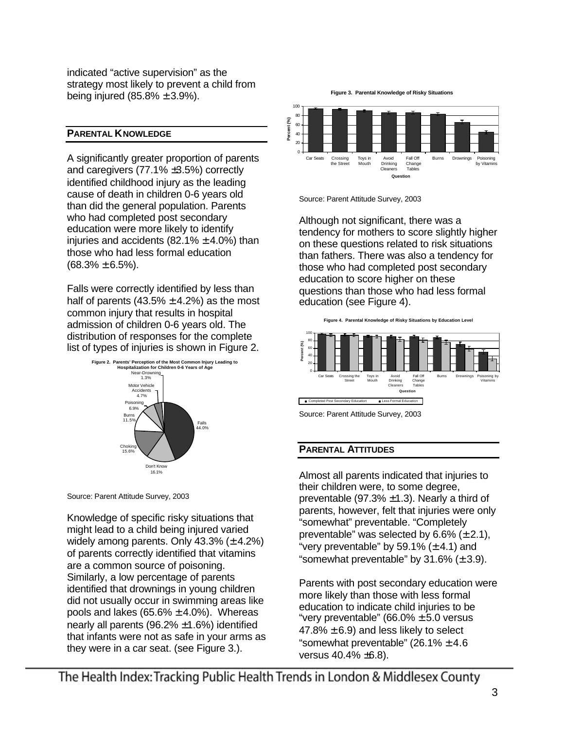indicated "active supervision" as the strategy most likely to prevent a child from being injured (85.8% ± 3.9%).

## PARENTAL KNOWLEDGE

A significantly greater proportion of parents and caregivers (77.1% ±3.5%) correctly identified childhood injury as the leading cause of death in children 0-6 years old than did the general population. Parents who had completed post secondary education were more likely to identify injuries and accidents (82.1% ± 4.0%) than those who had less formal education (68.3% ± 6.5%).

Falls were correctly identified by less than half of parents (43.5% ± 4.2%) as the most common injury that results in hospital admission of children 0-6 years old. The distribution of responses for the complete list of types of injuries is shown in Figure 2.

**Figure 2. Parents' Perception of the Most Common Injury Leading to Hospitalization for Children 0-6 Years of Age**

| Injury | Percent |
|---|---|
| Falls | 44.0% |
| Don't Know | 16.1% |
| Choking | 15.6% |
| Burns | 11.5% |
| Poisoning | 6.9% |
| Motor Vehicle Accidents | 4.7% |
| Near-Drowning | 1.3% |

Source: Parent Attitude Survey, 2003

Knowledge of specific risky situations that might lead to a child being injured varied widely among parents. Only 43.3% (± 4.2%) of parents correctly identified that vitamins are a common source of poisoning. Similarly, a low percentage of parents identified that drownings in young children did not usually occur in swimming areas like pools and lakes (65.6% ± 4.0%). Whereas nearly all parents (96.2% ±1.6%) identified that infants were not as safe in your arms as they were in a car seat. (see Figure 3.).

**Figure 3. Parental Knowledge of Risky Situations**

Source: Parent Attitude Survey, 2003

Although not significant, there was a tendency for mothers to score slightly higher on these questions related to risk situations than fathers. There was also a tendency for those who had completed post secondary education to score higher on these questions than those who had less formal education (see Figure 4).

**Figure 4. Parental Knowledge of Risky Situations by Education Level**

Source: Parent Attitude Survey, 2003

## PARENTAL ATTITUDES

Almost all parents indicated that injuries to their children were, to some degree, preventable (97.3% ±1.3). Nearly a third of parents, however, felt that injuries were only "somewhat" preventable. "Completely preventable" was selected by 6.6% (± 2.1), "very preventable" by 59.1% (± 4.1) and "somewhat preventable" by 31.6% (± 3.9).

Parents with post secondary education were more likely than those with less formal education to indicate child injuries to be "very preventable" (66.0% ± 5.0 versus 47.8% ± 6.9) and less likely to select "somewhat preventable" (26.1% ± 4.6 versus 40.4% ±6.8).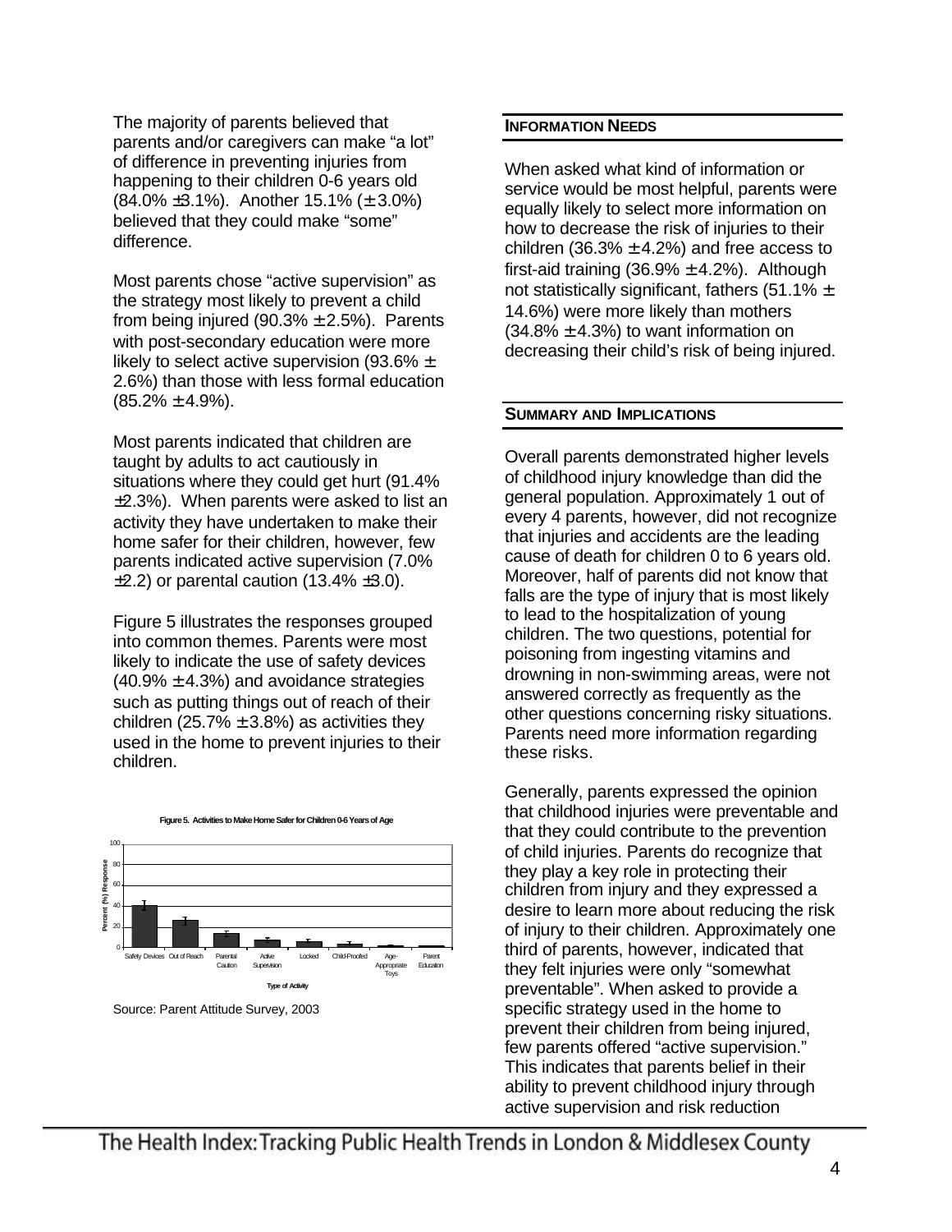The majority of parents believed that parents and/or caregivers can make "a lot" of difference in preventing injuries from happening to their children 0-6 years old (84.0% ±3.1%). Another 15.1% (± 3.0%) believed that they could make "some" difference.

Most parents chose "active supervision" as the strategy most likely to prevent a child from being injured (90.3% ± 2.5%). Parents with post-secondary education were more likely to select active supervision (93.6% ± 2.6%) than those with less formal education (85.2% ± 4.9%).

Most parents indicated that children are taught by adults to act cautiously in situations where they could get hurt (91.4% ±2.3%). When parents were asked to list an activity they have undertaken to make their home safer for their children, however, few parents indicated active supervision (7.0% ±2.2) or parental caution (13.4% ±3.0).

Figure 5 illustrates the responses grouped into common themes. Parents were most likely to indicate the use of safety devices (40.9% ± 4.3%) and avoidance strategies such as putting things out of reach of their children (25.7% ± 3.8%) as activities they used in the home to prevent injuries to their children.

**Figure 5. Activities to Make Home Safer for Children 0-6 Years of Age**

Source: Parent Attitude Survey, 2003

## INFORMATION NEEDS

When asked what kind of information or service would be most helpful, parents were equally likely to select more information on how to decrease the risk of injuries to their children (36.3% ± 4.2%) and free access to first-aid training (36.9% ± 4.2%). Although not statistically significant, fathers (51.1% ± 14.6%) were more likely than mothers (34.8% ± 4.3%) to want information on decreasing their child's risk of being injured.

## SUMMARY AND IMPLICATIONS

Overall parents demonstrated higher levels of childhood injury knowledge than did the general population. Approximately 1 out of every 4 parents, however, did not recognize that injuries and accidents are the leading cause of death for children 0 to 6 years old. Moreover, half of parents did not know that falls are the type of injury that is most likely to lead to the hospitalization of young children. The two questions, potential for poisoning from ingesting vitamins and drowning in non-swimming areas, were not answered correctly as frequently as the other questions concerning risky situations. Parents need more information regarding these risks.

Generally, parents expressed the opinion that childhood injuries were preventable and that they could contribute to the prevention of child injuries. Parents do recognize that they play a key role in protecting their children from injury and they expressed a desire to learn more about reducing the risk of injury to their children. Approximately one third of parents, however, indicated that they felt injuries were only "somewhat preventable". When asked to provide a specific strategy used in the home to prevent their children from being injured, few parents offered "active supervision." This indicates that parents belief in their ability to prevent childhood injury through active supervision and risk reduction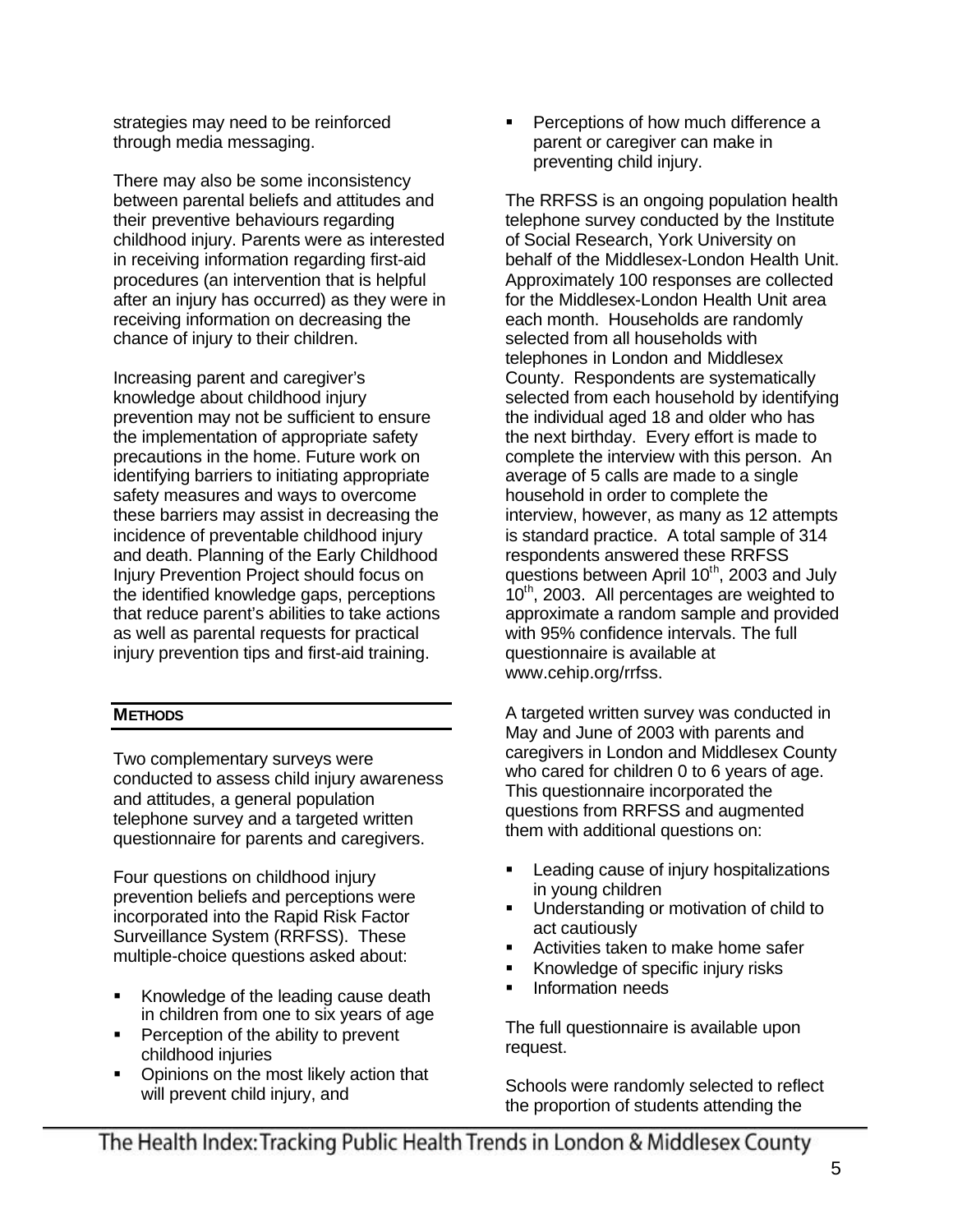strategies may need to be reinforced through media messaging.

There may also be some inconsistency between parental beliefs and attitudes and their preventive behaviours regarding childhood injury. Parents were as interested in receiving information regarding first-aid procedures (an intervention that is helpful after an injury has occurred) as they were in receiving information on decreasing the chance of injury to their children.

Increasing parent and caregiver's knowledge about childhood injury prevention may not be sufficient to ensure the implementation of appropriate safety precautions in the home. Future work on identifying barriers to initiating appropriate safety measures and ways to overcome these barriers may assist in decreasing the incidence of preventable childhood injury and death. Planning of the Early Childhood Injury Prevention Project should focus on the identified knowledge gaps, perceptions that reduce parent's abilities to take actions as well as parental requests for practical injury prevention tips and first-aid training.

## METHODS

Two complementary surveys were conducted to assess child injury awareness and attitudes, a general population telephone survey and a targeted written questionnaire for parents and caregivers.

Four questions on childhood injury prevention beliefs and perceptions were incorporated into the Rapid Risk Factor Surveillance System (RRFSS). These multiple-choice questions asked about:

- Knowledge of the leading cause death in children from one to six years of age
- Perception of the ability to prevent childhood injuries
- Opinions on the most likely action that will prevent child injury, and
- Perceptions of how much difference a parent or caregiver can make in preventing child injury.

The RRFSS is an ongoing population health telephone survey conducted by the Institute of Social Research, York University on behalf of the Middlesex-London Health Unit. Approximately 100 responses are collected for the Middlesex-London Health Unit area each month. Households are randomly selected from all households with telephones in London and Middlesex County. Respondents are systematically selected from each household by identifying the individual aged 18 and older who has the next birthday. Every effort is made to complete the interview with this person. An average of 5 calls are made to a single household in order to complete the interview, however, as many as 12 attempts is standard practice. A total sample of 314 respondents answered these RRFSS questions between April 10th, 2003 and July 10th, 2003. All percentages are weighted to approximate a random sample and provided with 95% confidence intervals. The full questionnaire is available at www.cehip.org/rrfss.

A targeted written survey was conducted in May and June of 2003 with parents and caregivers in London and Middlesex County who cared for children 0 to 6 years of age. This questionnaire incorporated the questions from RRFSS and augmented them with additional questions on:

- Leading cause of injury hospitalizations in young children
- Understanding or motivation of child to act cautiously
- Activities taken to make home safer
- Knowledge of specific injury risks
- Information needs

The full questionnaire is available upon request.

Schools were randomly selected to reflect the proportion of students attending the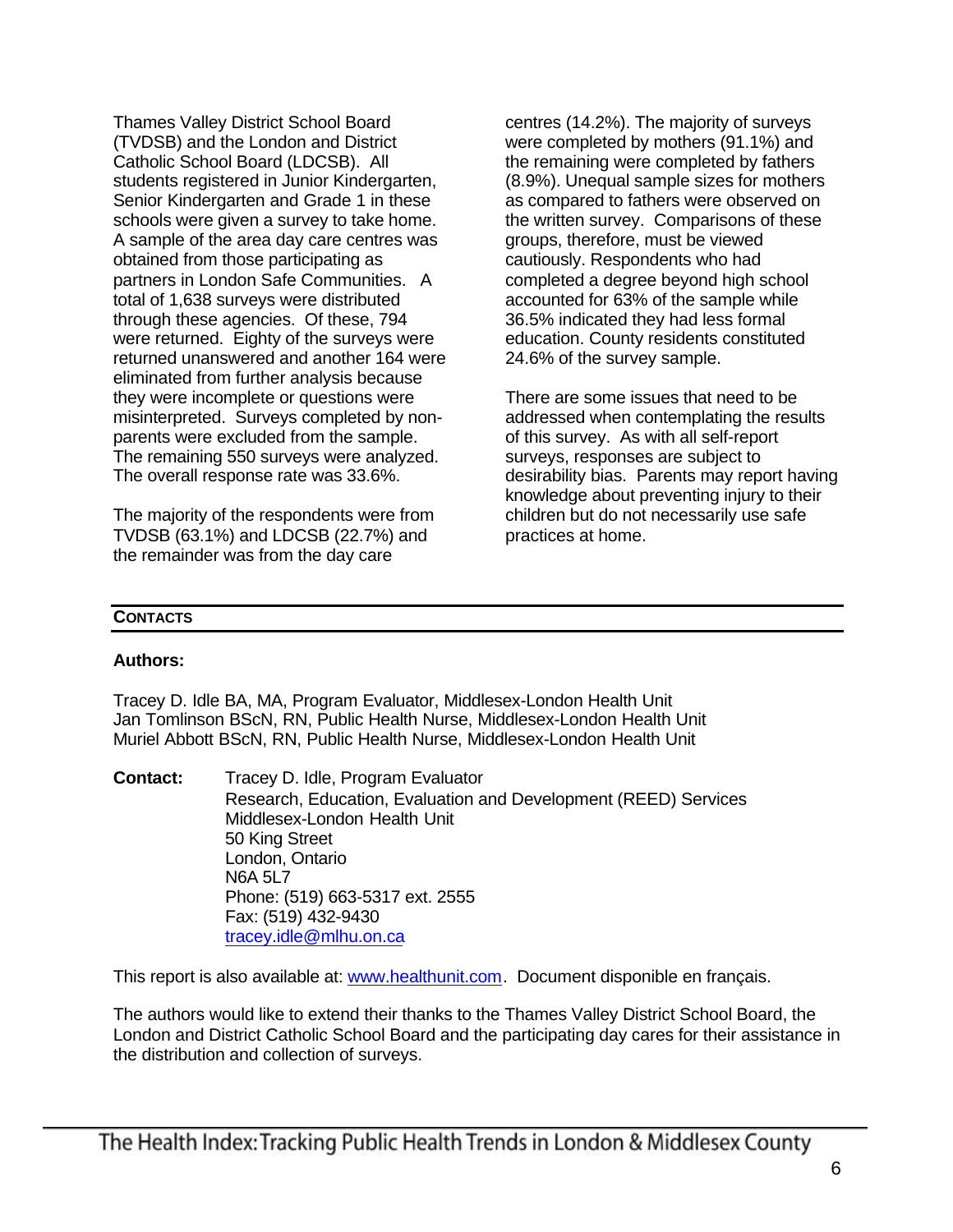Thames Valley District School Board (TVDSB) and the London and District Catholic School Board (LDCSB). All students registered in Junior Kindergarten, Senior Kindergarten and Grade 1 in these schools were given a survey to take home. A sample of the area day care centres was obtained from those participating as partners in London Safe Communities. A total of 1,638 surveys were distributed through these agencies. Of these, 794 were returned. Eighty of the surveys were returned unanswered and another 164 were eliminated from further analysis because they were incomplete or questions were misinterpreted. Surveys completed by non-parents were excluded from the sample. The remaining 550 surveys were analyzed. The overall response rate was 33.6%.

The majority of the respondents were from TVDSB (63.1%) and LDCSB (22.7%) and the remainder was from the day care centres (14.2%). The majority of surveys were completed by mothers (91.1%) and the remaining were completed by fathers (8.9%). Unequal sample sizes for mothers as compared to fathers were observed on the written survey. Comparisons of these groups, therefore, must be viewed cautiously. Respondents who had completed a degree beyond high school accounted for 63% of the sample while 36.5% indicated they had less formal education. County residents constituted 24.6% of the survey sample.

There are some issues that need to be addressed when contemplating the results of this survey. As with all self-report surveys, responses are subject to desirability bias. Parents may report having knowledge about preventing injury to their children but do not necessarily use safe practices at home.

## CONTACTS

**Authors:**

Tracey D. Idle BA, MA, Program Evaluator, Middlesex-London Health Unit
Jan Tomlinson BScN, RN, Public Health Nurse, Middlesex-London Health Unit
Muriel Abbott BScN, RN, Public Health Nurse, Middlesex-London Health Unit

**Contact:** Tracey D. Idle, Program Evaluator
Research, Education, Evaluation and Development (REED) Services
Middlesex-London Health Unit
50 King Street
London, Ontario
N6A 5L7
Phone: (519) 663-5317 ext. 2555
Fax: (519) 432-9430
tracey.idle@mlhu.on.ca

This report is also available at: www.healthunit.com. Document disponible en français.

The authors would like to extend their thanks to the Thames Valley District School Board, the London and District Catholic School Board and the participating day cares for their assistance in the distribution and collection of surveys.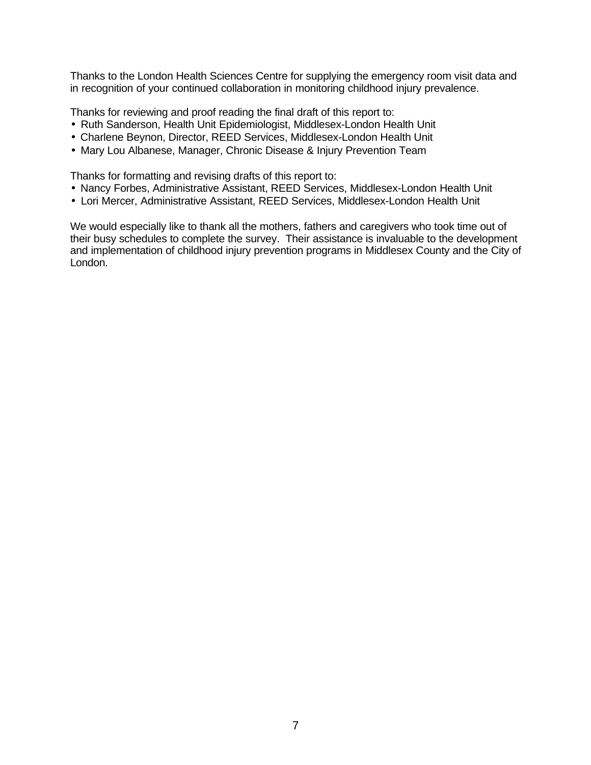Thanks to the London Health Sciences Centre for supplying the emergency room visit data and in recognition of your continued collaboration in monitoring childhood injury prevalence.

Thanks for reviewing and proof reading the final draft of this report to:

- Ruth Sanderson, Health Unit Epidemiologist, Middlesex-London Health Unit
- Charlene Beynon, Director, REED Services, Middlesex-London Health Unit
- Mary Lou Albanese, Manager, Chronic Disease & Injury Prevention Team

Thanks for formatting and revising drafts of this report to:

- Nancy Forbes, Administrative Assistant, REED Services, Middlesex-London Health Unit
- Lori Mercer, Administrative Assistant, REED Services, Middlesex-London Health Unit

We would especially like to thank all the mothers, fathers and caregivers who took time out of their busy schedules to complete the survey. Their assistance is invaluable to the development and implementation of childhood injury prevention programs in Middlesex County and the City of London.